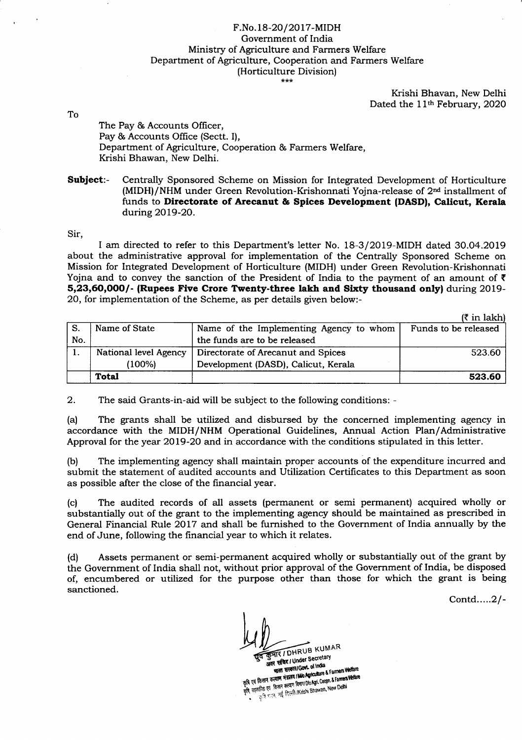F.No.18-20/2017-MIDH
Government of India
Ministry of Agriculture and Farmers Welfare
Department of Agriculture, Cooperation and Farmers Welfare
(Horticulture Division)
\*\*\*

Krishi Bhavan, New Delhi
Dated the 11th February, 2020

To

The Pay & Accounts Officer,
Pay & Accounts Office (Sectt. I),
Department of Agriculture, Cooperation & Farmers Welfare,
Krishi Bhavan, New Delhi.

**Subject**:- Centrally Sponsored Scheme on Mission for Integrated Development of Horticulture (MIDH)/NHM under Green Revolution-Krishonnati Yojna-release of 2nd installment of funds to **Directorate of Arecanut & Spices Development (DASD), Calicut, Kerala** during 2019-20.

Sir,

I am directed to refer to this Department's letter No. 18-3/2019-MIDH dated 30.04.2019 about the administrative approval for implementation of the Centrally Sponsored Scheme on Mission for Integrated Development of Horticulture (MIDH) under Green Revolution-Krishonnati Yojna and to convey the sanction of the President of India to the payment of an amount of ₹ **5,23,60,000/- (Rupees Five Crore Twenty-three lakh and Sixty thousand only)** during 2019-20, for implementation of the Scheme, as per details given below:-

(₹ in lakh)

| S. No. | Name of State | Name of the Implementing Agency to whom the funds are to be released | Funds to be released |
|---|---|---|---|
| 1. | National level Agency (100%) | Directorate of Arecanut and Spices Development (DASD), Calicut, Kerala | 523.60 |
| | **Total** | | **523.60** |

2. The said Grants-in-aid will be subject to the following conditions: -

(a) The grants shall be utilized and disbursed by the concerned implementing agency in accordance with the MIDH/NHM Operational Guidelines, Annual Action Plan/Administrative Approval for the year 2019-20 and in accordance with the conditions stipulated in this letter.

(b) The implementing agency shall maintain proper accounts of the expenditure incurred and submit the statement of audited accounts and Utilization Certificates to this Department as soon as possible after the close of the financial year.

(c) The audited records of all assets (permanent or semi permanent) acquired wholly or substantially out of the grant to the implementing agency should be maintained as prescribed in General Financial Rule 2017 and shall be furnished to the Government of India annually by the end of June, following the financial year to which it relates.

(d) Assets permanent or semi-permanent acquired wholly or substantially out of the grant by the Government of India shall not, without prior approval of the Government of India, be disposed of, encumbered or utilized for the purpose other than those for which the grant is being sanctioned.

Contd.....2/-

ध्रुव कुमार / DHRUB KUMAR
अवर सचिव / Under Secretary
भारत सरकार / Govt. of India
कृषि एवं किसान कल्याण मंत्रालय / M/o Agriculture & Farmers Welfare
कृषि, सहकारिता एवं किसान कल्याण विभाग / D/o Agri. Coopn. & Farmers Welfare
कृषि भवन, नई दिल्ली / Krishi Bhawan, New Delhi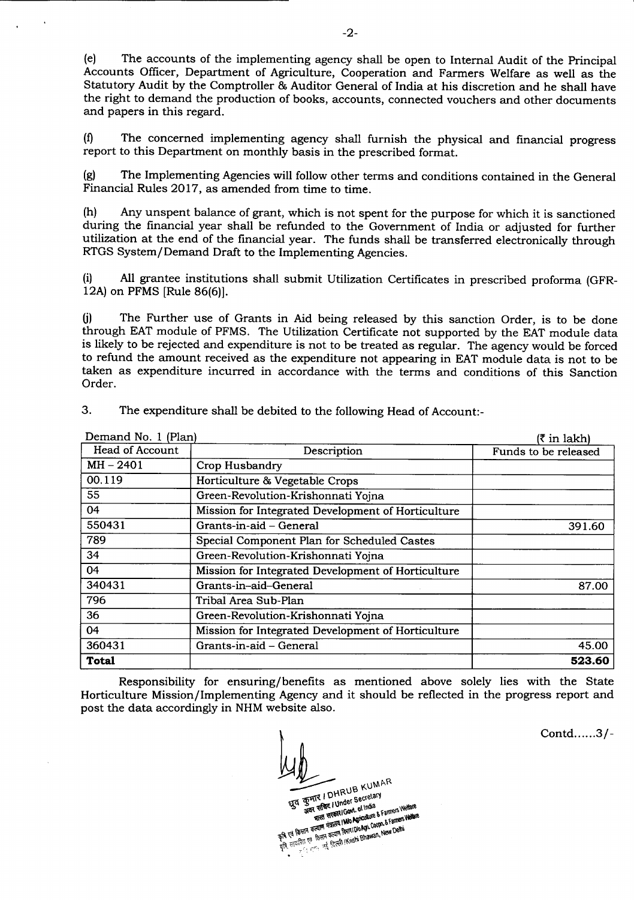(e) The accounts of the implementing agency shall be open to Internal Audit of the Principal Accounts Officer, Department of Agriculture, Cooperation and Farmers Welfare as well as the Statutory Audit by the Comptroller & Auditor General of India at his discretion and he shall have the right to demand the production of books, accounts, connected vouchers and other documents and papers in this regard.

(f) The concerned implementing agency shall furnish the physical and financial progress report to this Department on monthly basis in the prescribed format.

(g) The Implementing Agencies will follow other terms and conditions contained in the General Financial Rules 2017, as amended from time to time.

(h) Any unspent balance of grant, which is not spent for the purpose for which it is sanctioned during the financial year shall be refunded to the Government of India or adjusted for further utilization at the end of the financial year. The funds shall be transferred electronically through RTGS System/Demand Draft to the Implementing Agencies.

(i) All grantee institutions shall submit Utilization Certificates in prescribed proforma (GFR-12A) on PFMS [Rule 86(6)].

(j) The Further use of Grants in Aid being released by this sanction Order, is to be done through EAT module of PFMS. The Utilization Certificate not supported by the EAT module data is likely to be rejected and expenditure is not to be treated as regular. The agency would be forced to refund the amount received as the expenditure not appearing in EAT module data is not to be taken as expenditure incurred in accordance with the terms and conditions of this Sanction Order.

3. The expenditure shall be debited to the following Head of Account:-

Demand No. 1 (Plan) (₹ in lakh)

| Head of Account | Description | Funds to be released |
|---|---|---|
| MH – 2401 | Crop Husbandry | |
| 00.119 | Horticulture & Vegetable Crops | |
| 55 | Green-Revolution-Krishonnati Yojna | |
| 04 | Mission for Integrated Development of Horticulture | |
| 550431 | Grants-in-aid – General | 391.60 |
| 789 | Special Component Plan for Scheduled Castes | |
| 34 | Green-Revolution-Krishonnati Yojna | |
| 04 | Mission for Integrated Development of Horticulture | |
| 340431 | Grants-in-aid–General | 87.00 |
| 796 | Tribal Area Sub-Plan | |
| 36 | Green-Revolution-Krishonnati Yojna | |
| 04 | Mission for Integrated Development of Horticulture | |
| 360431 | Grants-in-aid – General | 45.00 |
| **Total** | | **523.60** |

Responsibility for ensuring/benefits as mentioned above solely lies with the State Horticulture Mission/Implementing Agency and it should be reflected in the progress report and post the data accordingly in NHM website also.

Contd......3/-

ध्रुव कुमार / DHRUB KUMAR
अवर सचिव / Under Secretary
भारत सरकार / Govt. of India
कृषि एवं किसान कल्याण मंत्रालय / M/o Agriculture & Farmers Welfare
कृषि सहकारिता एवं किसान कल्याण विभाग / D/o Agri. Coopn. & Farmers Welfare
कृषि भवन, नई दिल्ली / Krishi Bhawan, New Delhi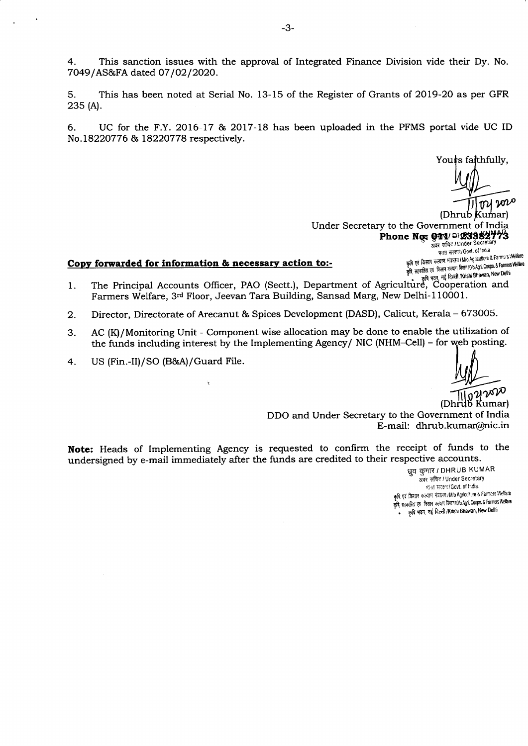4. This sanction issues with the approval of Integrated Finance Division vide their Dy. No. 7049/AS&FA dated 07/02/2020.

5. This has been noted at Serial No. 13-15 of the Register of Grants of 2019-20 as per GFR 235 (A).

6. UC for the F.Y. 2016-17 & 2017-18 has been uploaded in the PFMS portal vide UC ID No.18220776 & 18220778 respectively.

Yours faithfully,

11/02/2020

(Dhrub Kumar)

Under Secretary to the Government of India

**Phone No. 011-23382773**

**Copy forwarded for information & necessary action to:-**

1. The Principal Accounts Officer, PAO (Sectt.), Department of Agriculture, Cooperation and Farmers Welfare, 3rd Floor, Jeevan Tara Building, Sansad Marg, New Delhi-110001.
2. Director, Directorate of Arecanut & Spices Development (DASD), Calicut, Kerala – 673005.
3. AC (K)/Monitoring Unit - Component wise allocation may be done to enable the utilization of the funds including interest by the Implementing Agency/ NIC (NHM–Cell) – for web posting.
4. US (Fin.-II)/SO (B&A)/Guard File.

11/02/2020

(Dhrub Kumar)

DDO and Under Secretary to the Government of India

E-mail: dhrub.kumar@nic.in

**Note:** Heads of Implementing Agency is requested to confirm the receipt of funds to the undersigned by e-mail immediately after the funds are credited to their respective accounts.

ध्रुव कुमार / DHRUB KUMAR
अवर सचिव / Under Secretary
भारत सरकार/Govt. of India
कृषि एवं किसान कल्याण मंत्रालय / M/o Agriculture & Farmers Welfare
कृषि सहकारिता एवं किसान कल्याण विभाग/D/o Agri. Coopn. & Farmers Welfare
कृषि भवन, नई दिल्ली /Krishi Bhawan, New Delhi